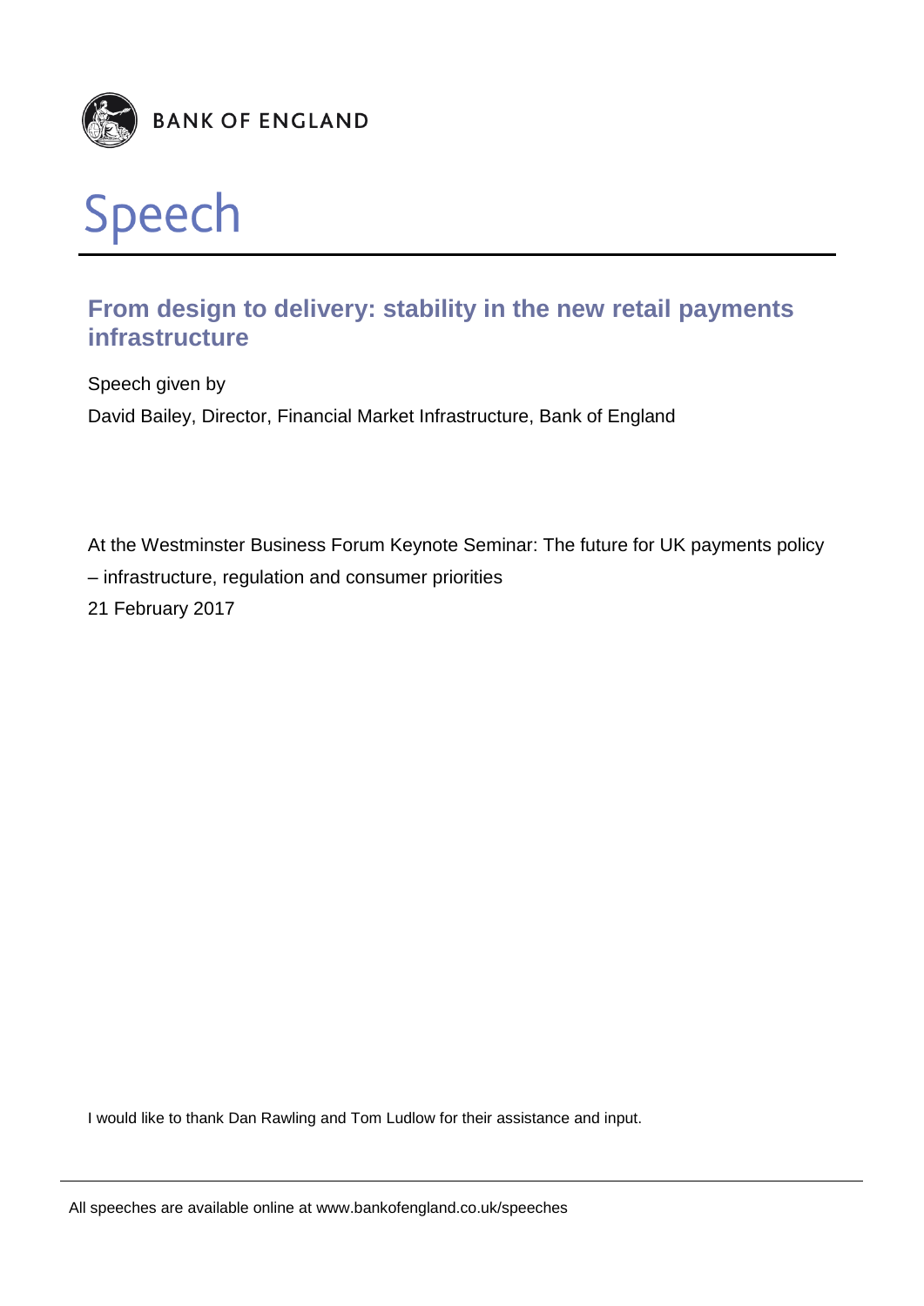**BANK OF ENGLAND**

# Speech

## From design to delivery: stability in the new retail payments infrastructure

Speech given by

David Bailey, Director, Financial Market Infrastructure, Bank of England

At the Westminster Business Forum Keynote Seminar: The future for UK payments policy – infrastructure, regulation and consumer priorities

21 February 2017

I would like to thank Dan Rawling and Tom Ludlow for their assistance and input.

All speeches are available online at www.bankofengland.co.uk/speeches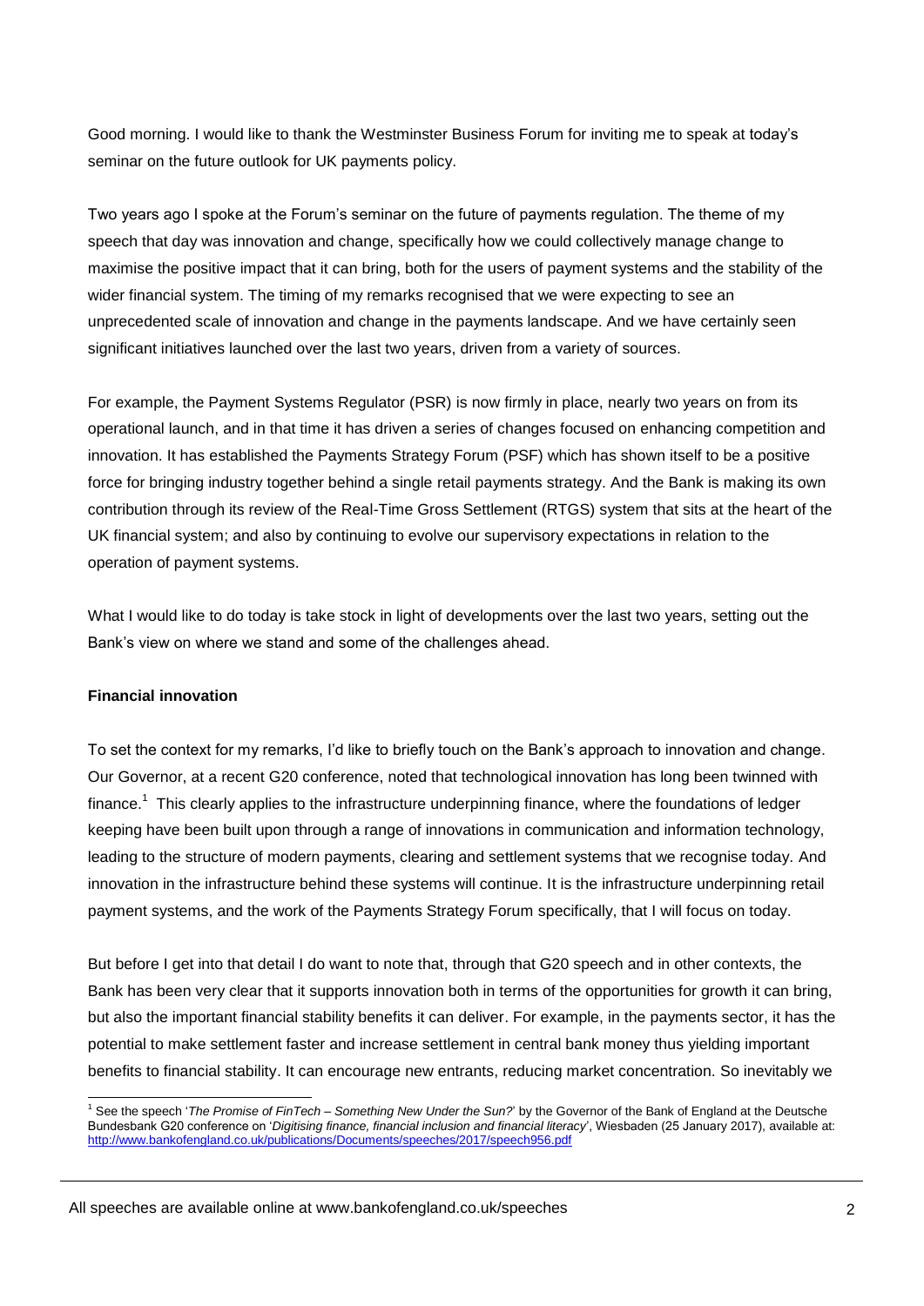Good morning. I would like to thank the Westminster Business Forum for inviting me to speak at today's seminar on the future outlook for UK payments policy.

Two years ago I spoke at the Forum's seminar on the future of payments regulation. The theme of my speech that day was innovation and change, specifically how we could collectively manage change to maximise the positive impact that it can bring, both for the users of payment systems and the stability of the wider financial system. The timing of my remarks recognised that we were expecting to see an unprecedented scale of innovation and change in the payments landscape. And we have certainly seen significant initiatives launched over the last two years, driven from a variety of sources.

For example, the Payment Systems Regulator (PSR) is now firmly in place, nearly two years on from its operational launch, and in that time it has driven a series of changes focused on enhancing competition and innovation. It has established the Payments Strategy Forum (PSF) which has shown itself to be a positive force for bringing industry together behind a single retail payments strategy. And the Bank is making its own contribution through its review of the Real-Time Gross Settlement (RTGS) system that sits at the heart of the UK financial system; and also by continuing to evolve our supervisory expectations in relation to the operation of payment systems.

What I would like to do today is take stock in light of developments over the last two years, setting out the Bank's view on where we stand and some of the challenges ahead.

**Financial innovation**

To set the context for my remarks, I'd like to briefly touch on the Bank's approach to innovation and change. Our Governor, at a recent G20 conference, noted that technological innovation has long been twinned with finance.[1] This clearly applies to the infrastructure underpinning finance, where the foundations of ledger keeping have been built upon through a range of innovations in communication and information technology, leading to the structure of modern payments, clearing and settlement systems that we recognise today. And innovation in the infrastructure behind these systems will continue. It is the infrastructure underpinning retail payment systems, and the work of the Payments Strategy Forum specifically, that I will focus on today.

But before I get into that detail I do want to note that, through that G20 speech and in other contexts, the Bank has been very clear that it supports innovation both in terms of the opportunities for growth it can bring, but also the important financial stability benefits it can deliver. For example, in the payments sector, it has the potential to make settlement faster and increase settlement in central bank money thus yielding important benefits to financial stability. It can encourage new entrants, reducing market concentration. So inevitably we

---

[1] See the speech '*The Promise of FinTech – Something New Under the Sun?*' by the Governor of the Bank of England at the Deutsche Bundesbank G20 conference on '*Digitising finance, financial inclusion and financial literacy*', Wiesbaden (25 January 2017), available at: http://www.bankofengland.co.uk/publications/Documents/speeches/2017/speech956.pdf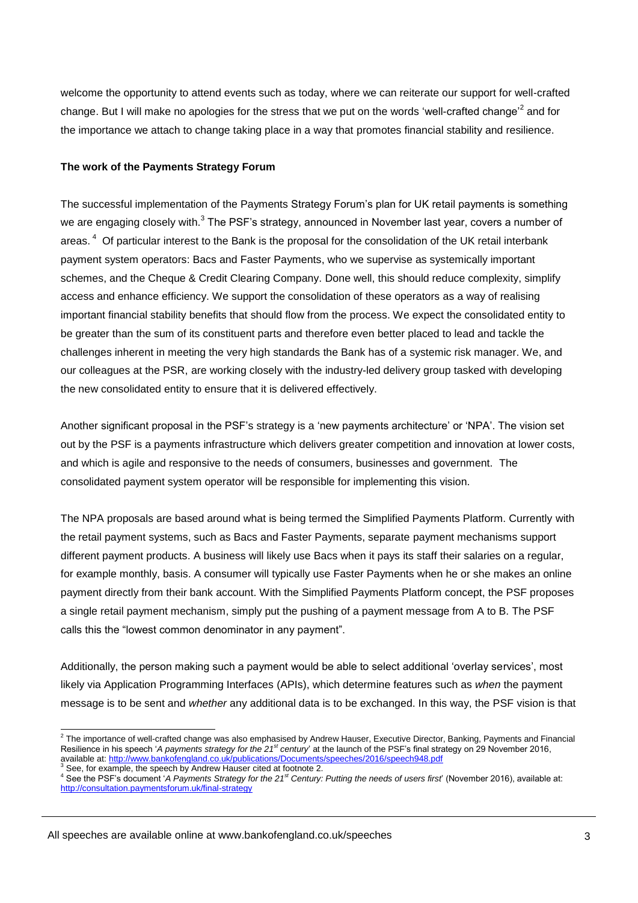welcome the opportunity to attend events such as today, where we can reiterate our support for well-crafted change. But I will make no apologies for the stress that we put on the words 'well-crafted change'[2] and for the importance we attach to change taking place in a way that promotes financial stability and resilience.

**The work of the Payments Strategy Forum**

The successful implementation of the Payments Strategy Forum's plan for UK retail payments is something we are engaging closely with.[3] The PSF's strategy, announced in November last year, covers a number of areas.[4] Of particular interest to the Bank is the proposal for the consolidation of the UK retail interbank payment system operators: Bacs and Faster Payments, who we supervise as systemically important schemes, and the Cheque & Credit Clearing Company. Done well, this should reduce complexity, simplify access and enhance efficiency. We support the consolidation of these operators as a way of realising important financial stability benefits that should flow from the process. We expect the consolidated entity to be greater than the sum of its constituent parts and therefore even better placed to lead and tackle the challenges inherent in meeting the very high standards the Bank has of a systemic risk manager. We, and our colleagues at the PSR, are working closely with the industry-led delivery group tasked with developing the new consolidated entity to ensure that it is delivered effectively.

Another significant proposal in the PSF's strategy is a 'new payments architecture' or 'NPA'. The vision set out by the PSF is a payments infrastructure which delivers greater competition and innovation at lower costs, and which is agile and responsive to the needs of consumers, businesses and government. The consolidated payment system operator will be responsible for implementing this vision.

The NPA proposals are based around what is being termed the Simplified Payments Platform. Currently with the retail payment systems, such as Bacs and Faster Payments, separate payment mechanisms support different payment products. A business will likely use Bacs when it pays its staff their salaries on a regular, for example monthly, basis. A consumer will typically use Faster Payments when he or she makes an online payment directly from their bank account. With the Simplified Payments Platform concept, the PSF proposes a single retail payment mechanism, simply put the pushing of a payment message from A to B. The PSF calls this the "lowest common denominator in any payment".

Additionally, the person making such a payment would be able to select additional 'overlay services', most likely via Application Programming Interfaces (APIs), which determine features such as *when* the payment message is to be sent and *whether* any additional data is to be exchanged. In this way, the PSF vision is that

---

[2] The importance of well-crafted change was also emphasised by Andrew Hauser, Executive Director, Banking, Payments and Financial Resilience in his speech '*A payments strategy for the 21st century*' at the launch of the PSF's final strategy on 29 November 2016, available at: http://www.bankofengland.co.uk/publications/Documents/speeches/2016/speech948.pdf

[3] See, for example, the speech by Andrew Hauser cited at footnote 2.

[4] See the PSF's document '*A Payments Strategy for the 21st Century: Putting the needs of users first*' (November 2016), available at: http://consultation.paymentsforum.uk/final-strategy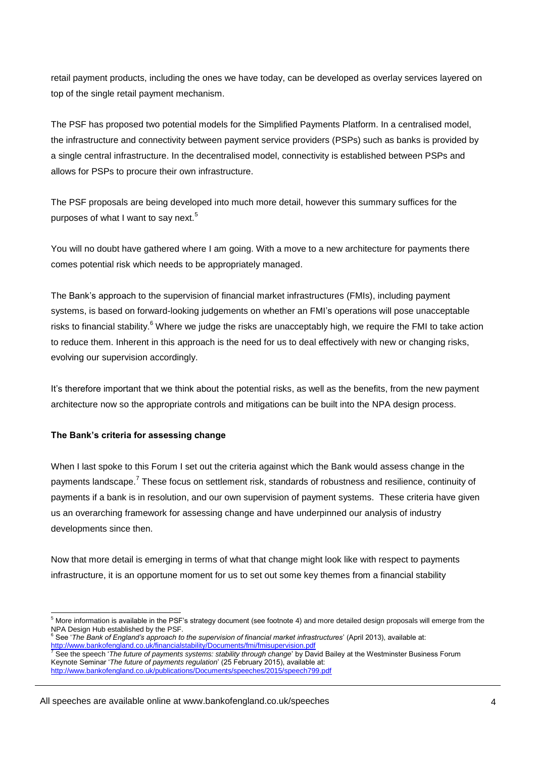retail payment products, including the ones we have today, can be developed as overlay services layered on top of the single retail payment mechanism.

The PSF has proposed two potential models for the Simplified Payments Platform. In a centralised model, the infrastructure and connectivity between payment service providers (PSPs) such as banks is provided by a single central infrastructure. In the decentralised model, connectivity is established between PSPs and allows for PSPs to procure their own infrastructure.

The PSF proposals are being developed into much more detail, however this summary suffices for the purposes of what I want to say next.[5]

You will no doubt have gathered where I am going. With a move to a new architecture for payments there comes potential risk which needs to be appropriately managed.

The Bank's approach to the supervision of financial market infrastructures (FMIs), including payment systems, is based on forward-looking judgements on whether an FMI's operations will pose unacceptable risks to financial stability.[6] Where we judge the risks are unacceptably high, we require the FMI to take action to reduce them. Inherent in this approach is the need for us to deal effectively with new or changing risks, evolving our supervision accordingly.

It's therefore important that we think about the potential risks, as well as the benefits, from the new payment architecture now so the appropriate controls and mitigations can be built into the NPA design process.

**The Bank's criteria for assessing change**

When I last spoke to this Forum I set out the criteria against which the Bank would assess change in the payments landscape.[7] These focus on settlement risk, standards of robustness and resilience, continuity of payments if a bank is in resolution, and our own supervision of payment systems. These criteria have given us an overarching framework for assessing change and have underpinned our analysis of industry developments since then.

Now that more detail is emerging in terms of what that change might look like with respect to payments infrastructure, it is an opportune moment for us to set out some key themes from a financial stability

---

[5] More information is available in the PSF's strategy document (see footnote 4) and more detailed design proposals will emerge from the NPA Design Hub established by the PSF.

[6] See '*The Bank of England's approach to the supervision of financial market infrastructures*' (April 2013), available at: http://www.bankofengland.co.uk/financialstability/Documents/fmi/fmisupervision.pdf

[7] See the speech '*The future of payments systems: stability through change*' by David Bailey at the Westminster Business Forum Keynote Seminar '*The future of payments regulation*' (25 February 2015), available at: http://www.bankofengland.co.uk/publications/Documents/speeches/2015/speech799.pdf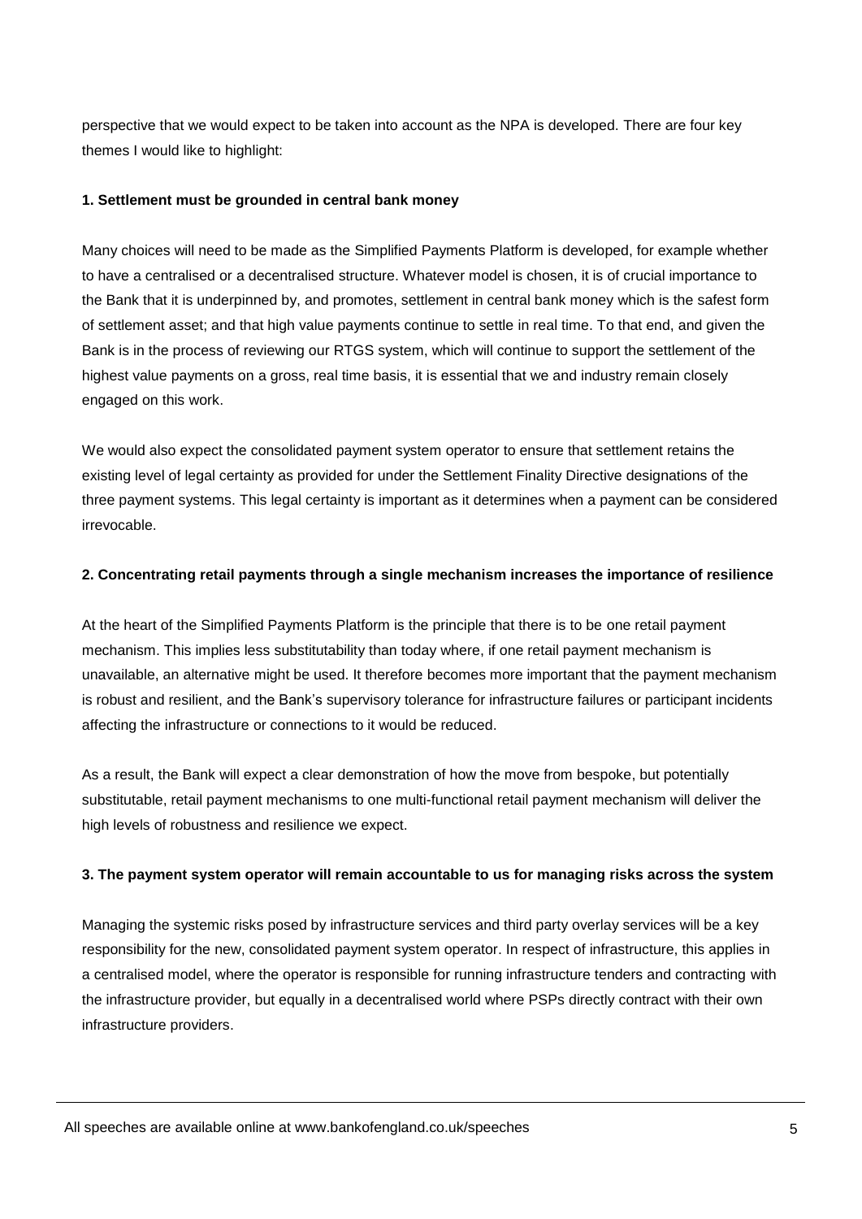perspective that we would expect to be taken into account as the NPA is developed. There are four key themes I would like to highlight:

**1. Settlement must be grounded in central bank money**

Many choices will need to be made as the Simplified Payments Platform is developed, for example whether to have a centralised or a decentralised structure. Whatever model is chosen, it is of crucial importance to the Bank that it is underpinned by, and promotes, settlement in central bank money which is the safest form of settlement asset; and that high value payments continue to settle in real time. To that end, and given the Bank is in the process of reviewing our RTGS system, which will continue to support the settlement of the highest value payments on a gross, real time basis, it is essential that we and industry remain closely engaged on this work.

We would also expect the consolidated payment system operator to ensure that settlement retains the existing level of legal certainty as provided for under the Settlement Finality Directive designations of the three payment systems. This legal certainty is important as it determines when a payment can be considered irrevocable.

**2. Concentrating retail payments through a single mechanism increases the importance of resilience**

At the heart of the Simplified Payments Platform is the principle that there is to be one retail payment mechanism. This implies less substitutability than today where, if one retail payment mechanism is unavailable, an alternative might be used. It therefore becomes more important that the payment mechanism is robust and resilient, and the Bank's supervisory tolerance for infrastructure failures or participant incidents affecting the infrastructure or connections to it would be reduced.

As a result, the Bank will expect a clear demonstration of how the move from bespoke, but potentially substitutable, retail payment mechanisms to one multi-functional retail payment mechanism will deliver the high levels of robustness and resilience we expect.

**3. The payment system operator will remain accountable to us for managing risks across the system**

Managing the systemic risks posed by infrastructure services and third party overlay services will be a key responsibility for the new, consolidated payment system operator. In respect of infrastructure, this applies in a centralised model, where the operator is responsible for running infrastructure tenders and contracting with the infrastructure provider, but equally in a decentralised world where PSPs directly contract with their own infrastructure providers.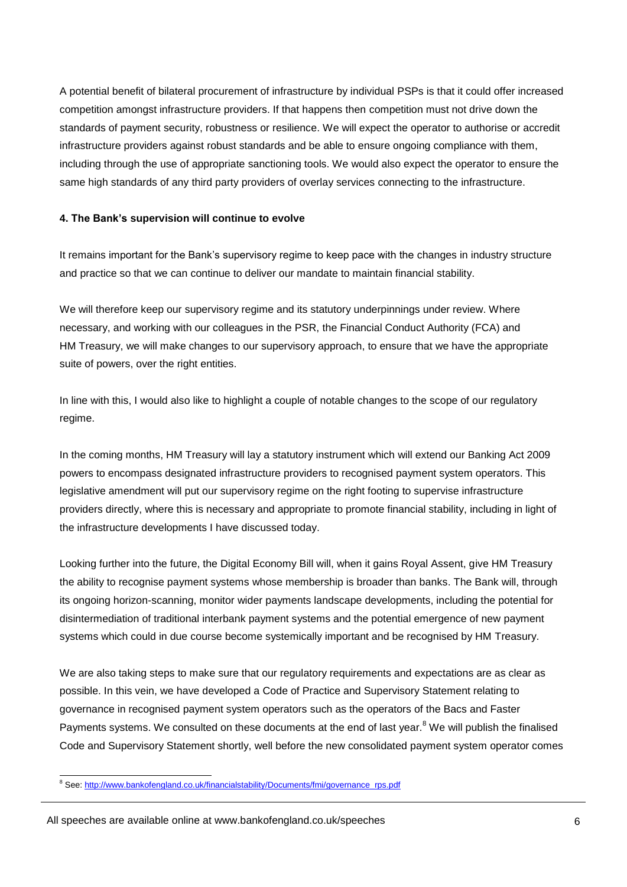A potential benefit of bilateral procurement of infrastructure by individual PSPs is that it could offer increased competition amongst infrastructure providers. If that happens then competition must not drive down the standards of payment security, robustness or resilience. We will expect the operator to authorise or accredit infrastructure providers against robust standards and be able to ensure ongoing compliance with them, including through the use of appropriate sanctioning tools. We would also expect the operator to ensure the same high standards of any third party providers of overlay services connecting to the infrastructure.

**4. The Bank's supervision will continue to evolve**

It remains important for the Bank's supervisory regime to keep pace with the changes in industry structure and practice so that we can continue to deliver our mandate to maintain financial stability.

We will therefore keep our supervisory regime and its statutory underpinnings under review. Where necessary, and working with our colleagues in the PSR, the Financial Conduct Authority (FCA) and HM Treasury, we will make changes to our supervisory approach, to ensure that we have the appropriate suite of powers, over the right entities.

In line with this, I would also like to highlight a couple of notable changes to the scope of our regulatory regime.

In the coming months, HM Treasury will lay a statutory instrument which will extend our Banking Act 2009 powers to encompass designated infrastructure providers to recognised payment system operators. This legislative amendment will put our supervisory regime on the right footing to supervise infrastructure providers directly, where this is necessary and appropriate to promote financial stability, including in light of the infrastructure developments I have discussed today.

Looking further into the future, the Digital Economy Bill will, when it gains Royal Assent, give HM Treasury the ability to recognise payment systems whose membership is broader than banks. The Bank will, through its ongoing horizon-scanning, monitor wider payments landscape developments, including the potential for disintermediation of traditional interbank payment systems and the potential emergence of new payment systems which could in due course become systemically important and be recognised by HM Treasury.

We are also taking steps to make sure that our regulatory requirements and expectations are as clear as possible. In this vein, we have developed a Code of Practice and Supervisory Statement relating to governance in recognised payment system operators such as the operators of the Bacs and Faster Payments systems. We consulted on these documents at the end of last year.[8] We will publish the finalised Code and Supervisory Statement shortly, well before the new consolidated payment system operator comes

[8] See: http://www.bankofengland.co.uk/financialstability/Documents/fmi/governance_rps.pdf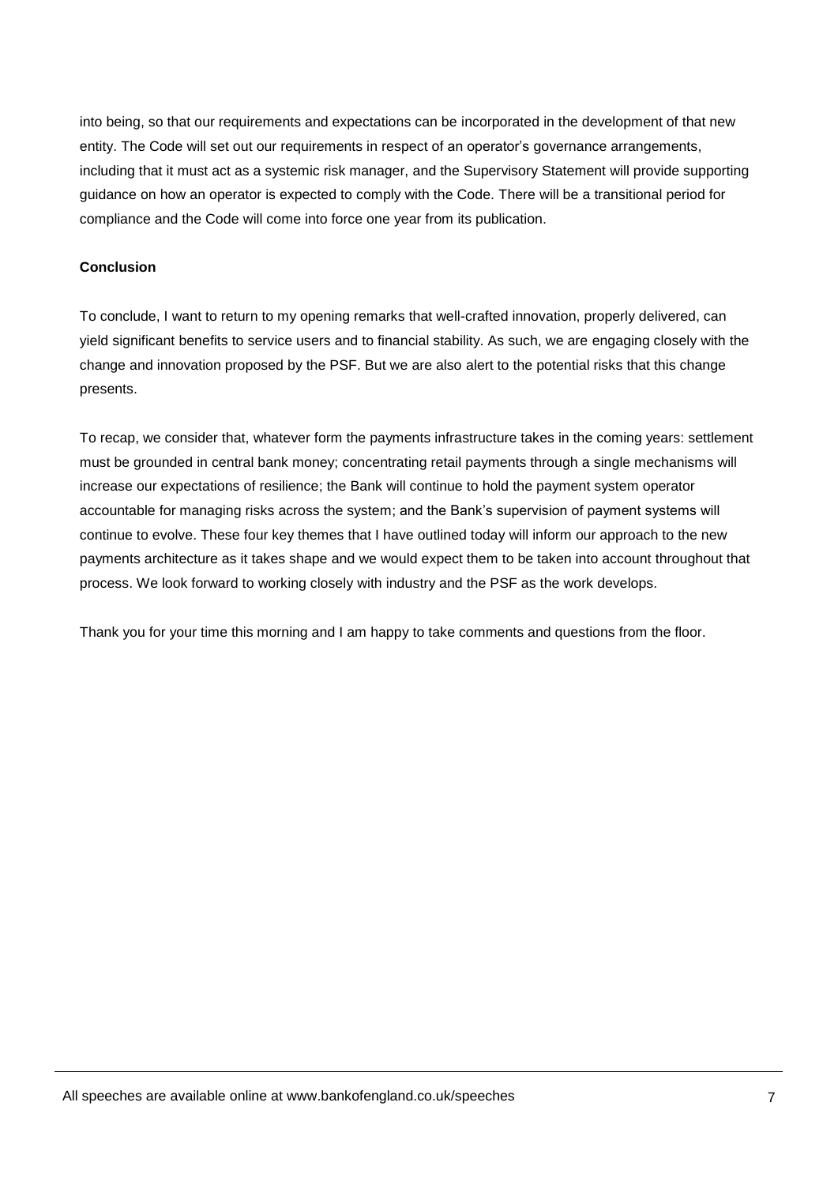into being, so that our requirements and expectations can be incorporated in the development of that new entity. The Code will set out our requirements in respect of an operator's governance arrangements, including that it must act as a systemic risk manager, and the Supervisory Statement will provide supporting guidance on how an operator is expected to comply with the Code. There will be a transitional period for compliance and the Code will come into force one year from its publication.

**Conclusion**

To conclude, I want to return to my opening remarks that well-crafted innovation, properly delivered, can yield significant benefits to service users and to financial stability. As such, we are engaging closely with the change and innovation proposed by the PSF. But we are also alert to the potential risks that this change presents.

To recap, we consider that, whatever form the payments infrastructure takes in the coming years: settlement must be grounded in central bank money; concentrating retail payments through a single mechanisms will increase our expectations of resilience; the Bank will continue to hold the payment system operator accountable for managing risks across the system; and the Bank's supervision of payment systems will continue to evolve. These four key themes that I have outlined today will inform our approach to the new payments architecture as it takes shape and we would expect them to be taken into account throughout that process. We look forward to working closely with industry and the PSF as the work develops.

Thank you for your time this morning and I am happy to take comments and questions from the floor.